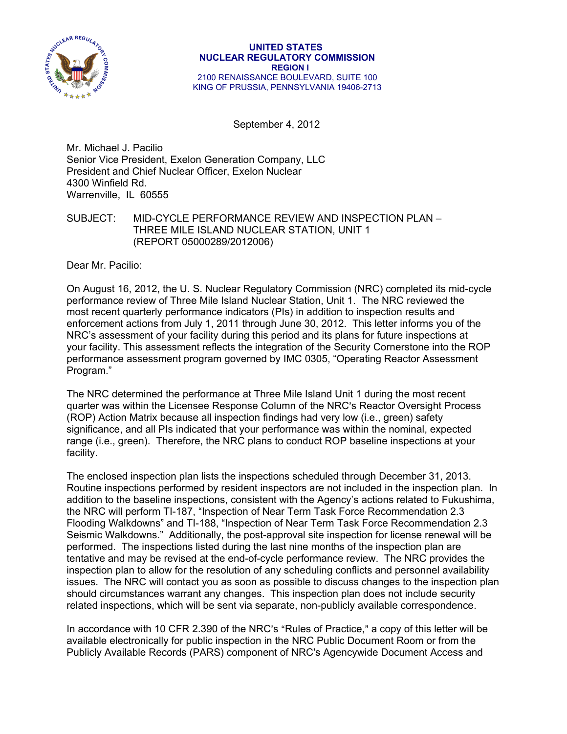**UNITED STATES**
**NUCLEAR REGULATORY COMMISSION**
**REGION I**
2100 RENAISSANCE BOULEVARD, SUITE 100
KING OF PRUSSIA, PENNSYLVANIA 19406-2713

September 4, 2012

Mr. Michael J. Pacilio
Senior Vice President, Exelon Generation Company, LLC
President and Chief Nuclear Officer, Exelon Nuclear
4300 Winfield Rd.
Warrenville, IL 60555

SUBJECT: MID-CYCLE PERFORMANCE REVIEW AND INSPECTION PLAN – THREE MILE ISLAND NUCLEAR STATION, UNIT 1 (REPORT 05000289/2012006)

Dear Mr. Pacilio:

On August 16, 2012, the U. S. Nuclear Regulatory Commission (NRC) completed its mid-cycle performance review of Three Mile Island Nuclear Station, Unit 1. The NRC reviewed the most recent quarterly performance indicators (PIs) in addition to inspection results and enforcement actions from July 1, 2011 through June 30, 2012. This letter informs you of the NRC's assessment of your facility during this period and its plans for future inspections at your facility. This assessment reflects the integration of the Security Cornerstone into the ROP performance assessment program governed by IMC 0305, "Operating Reactor Assessment Program."

The NRC determined the performance at Three Mile Island Unit 1 during the most recent quarter was within the Licensee Response Column of the NRC's Reactor Oversight Process (ROP) Action Matrix because all inspection findings had very low (i.e., green) safety significance, and all PIs indicated that your performance was within the nominal, expected range (i.e., green). Therefore, the NRC plans to conduct ROP baseline inspections at your facility.

The enclosed inspection plan lists the inspections scheduled through December 31, 2013. Routine inspections performed by resident inspectors are not included in the inspection plan. In addition to the baseline inspections, consistent with the Agency's actions related to Fukushima, the NRC will perform TI-187, "Inspection of Near Term Task Force Recommendation 2.3 Flooding Walkdowns" and TI-188, "Inspection of Near Term Task Force Recommendation 2.3 Seismic Walkdowns." Additionally, the post-approval site inspection for license renewal will be performed. The inspections listed during the last nine months of the inspection plan are tentative and may be revised at the end-of-cycle performance review. The NRC provides the inspection plan to allow for the resolution of any scheduling conflicts and personnel availability issues. The NRC will contact you as soon as possible to discuss changes to the inspection plan should circumstances warrant any changes. This inspection plan does not include security related inspections, which will be sent via separate, non-publicly available correspondence.

In accordance with 10 CFR 2.390 of the NRC's "Rules of Practice," a copy of this letter will be available electronically for public inspection in the NRC Public Document Room or from the Publicly Available Records (PARS) component of NRC's Agencywide Document Access and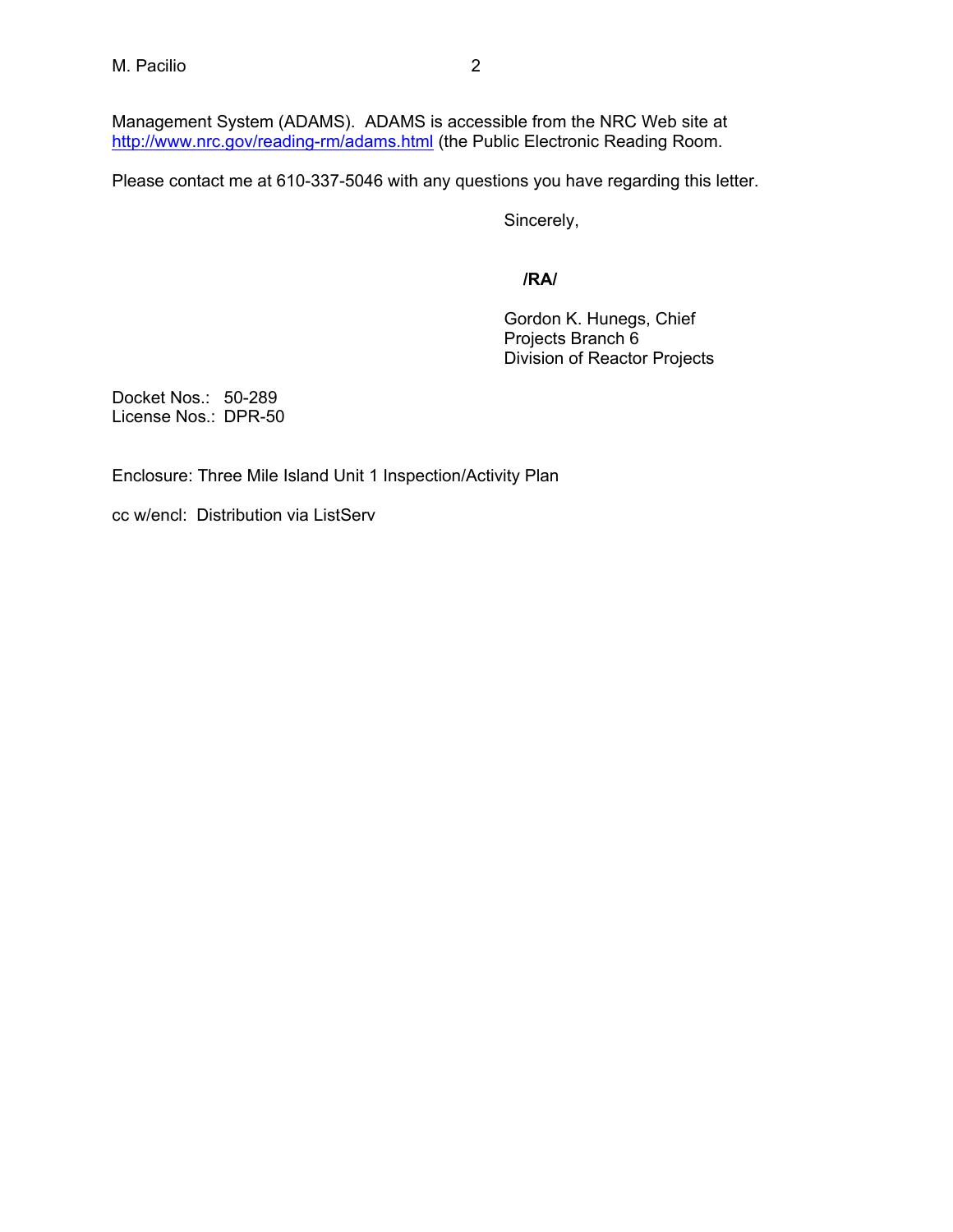Management System (ADAMS). ADAMS is accessible from the NRC Web site at http://www.nrc.gov/reading-rm/adams.html (the Public Electronic Reading Room.

Please contact me at 610-337-5046 with any questions you have regarding this letter.

Sincerely,

**/RA/**

Gordon K. Hunegs, Chief
Projects Branch 6
Division of Reactor Projects

Docket Nos.: 50-289
License Nos.: DPR-50

Enclosure: Three Mile Island Unit 1 Inspection/Activity Plan

cc w/encl: Distribution via ListServ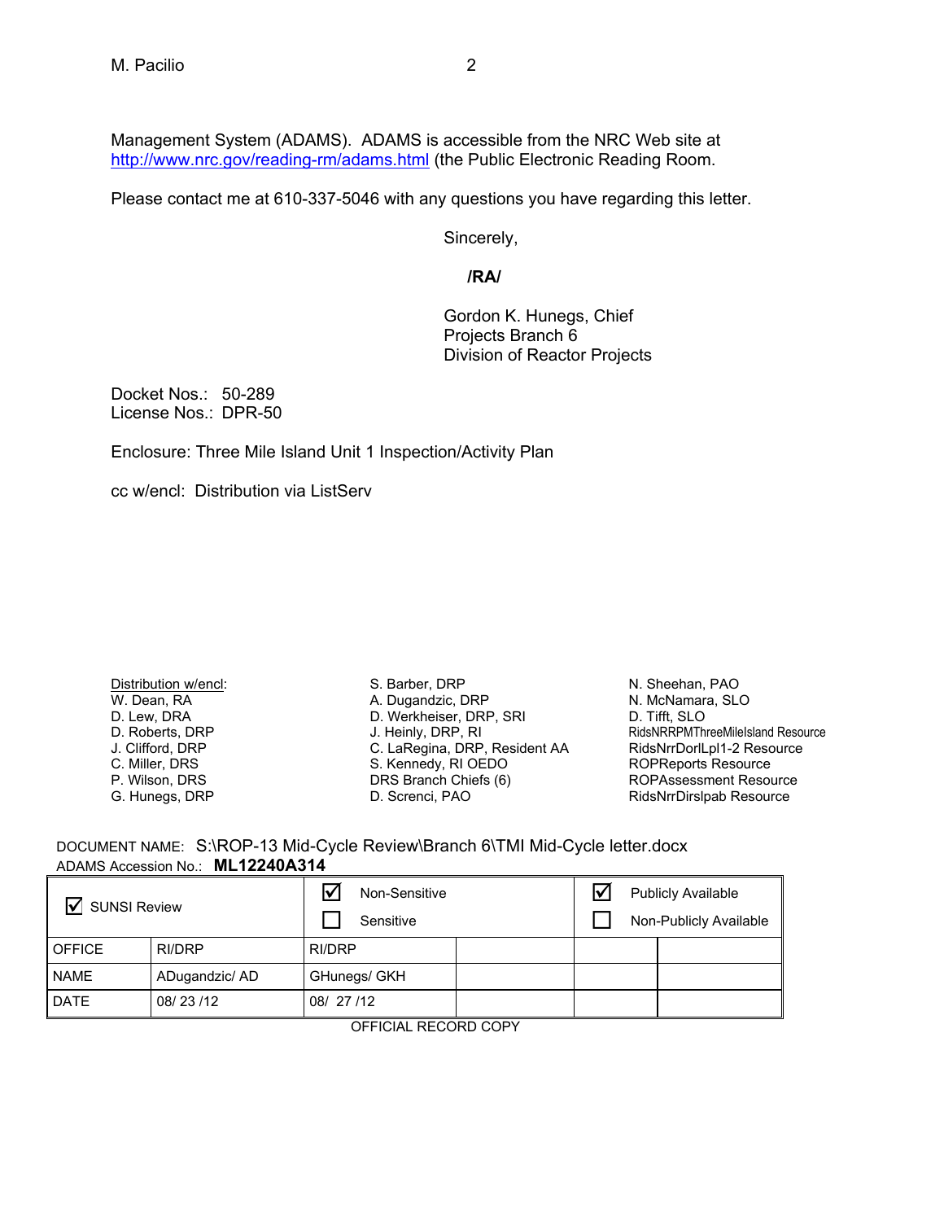Management System (ADAMS). ADAMS is accessible from the NRC Web site at http://www.nrc.gov/reading-rm/adams.html (the Public Electronic Reading Room.

Please contact me at 610-337-5046 with any questions you have regarding this letter.

Sincerely,

**/RA/**

Gordon K. Hunegs, Chief
Projects Branch 6
Division of Reactor Projects

Docket Nos.: 50-289
License Nos.: DPR-50

Enclosure: Three Mile Island Unit 1 Inspection/Activity Plan

cc w/encl: Distribution via ListServ

Distribution w/encl:
W. Dean, RA
D. Lew, DRA
D. Roberts, DRP
J. Clifford, DRP
C. Miller, DRS
P. Wilson, DRS
G. Hunegs, DRP
S. Barber, DRP
A. Dugandzic, DRP
D. Werkheiser, DRP, SRI
J. Heinly, DRP, RI
C. LaRegina, DRP, Resident AA
S. Kennedy, RI OEDO
DRS Branch Chiefs (6)
D. Screnci, PAO
N. Sheehan, PAO
N. McNamara, SLO
D. Tifft, SLO
RidsNRRPMThreeMileIsland Resource
RidsNrrDorlLpl1-2 Resource
ROPReports Resource
ROPAssessment Resource
RidsNrrDirslpab Resource

DOCUMENT NAME: S:\ROP-13 Mid-Cycle Review\Branch 6\TMI Mid-Cycle letter.docx
ADAMS Accession No.: **ML12240A314**

| ☑ SUNSI Review | | ☑ Non-Sensitive<br>☐ Sensitive | | ☑ Publicly Available<br>☐ Non-Publicly Available | |
|---|---|---|---|---|---|
| OFFICE | RI/DRP | RI/DRP | | | |
| NAME | ADugandzic/ AD | GHunegs/ GKH | | | |
| DATE | 08/ 23 /12 | 08/ 27 /12 | | | |

OFFICIAL RECORD COPY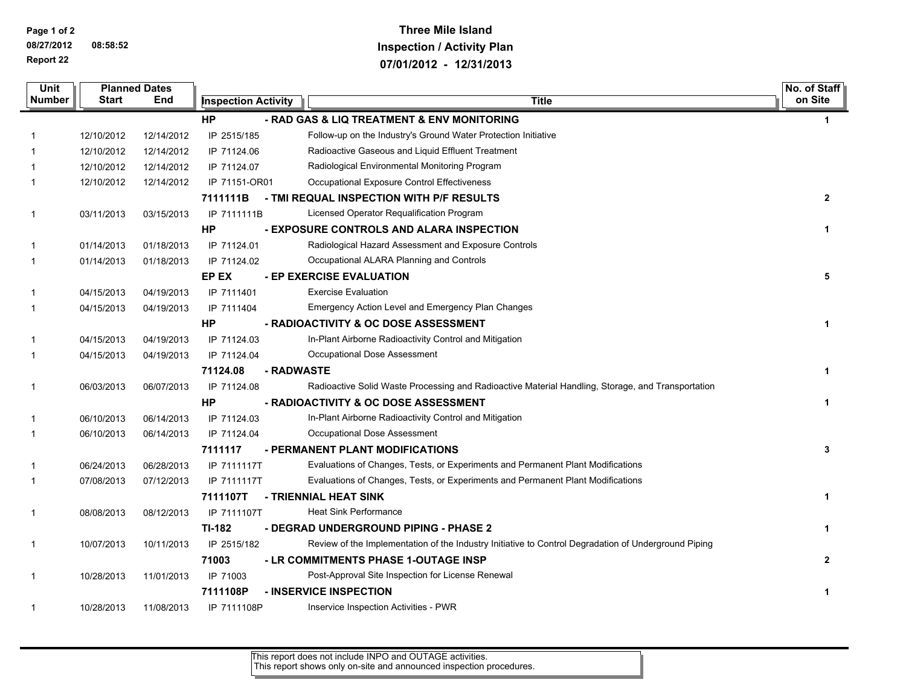# Three Mile Island
## Inspection / Activity Plan
## 07/01/2012 - 12/31/2013

| Unit Number | Planned Dates Start | Planned Dates End | Inspection Activity | Title | No. of Staff on Site |
|---|---|---|---|---|---|
| | | | **HP** | **- RAD GAS & LIQ TREATMENT & ENV MONITORING** | **1** |
| 1 | 12/10/2012 | 12/14/2012 | IP 2515/185 | Follow-up on the Industry's Ground Water Protection Initiative | |
| 1 | 12/10/2012 | 12/14/2012 | IP 71124.06 | Radioactive Gaseous and Liquid Effluent Treatment | |
| 1 | 12/10/2012 | 12/14/2012 | IP 71124.07 | Radiological Environmental Monitoring Program | |
| 1 | 12/10/2012 | 12/14/2012 | IP 71151-OR01 | Occupational Exposure Control Effectiveness | |
| | | | **7111111B** | **- TMI REQUAL INSPECTION WITH P/F RESULTS** | **2** |
| 1 | 03/11/2013 | 03/15/2013 | IP 7111111B | Licensed Operator Requalification Program | |
| | | | **HP** | **- EXPOSURE CONTROLS AND ALARA INSPECTION** | **1** |
| 1 | 01/14/2013 | 01/18/2013 | IP 71124.01 | Radiological Hazard Assessment and Exposure Controls | |
| 1 | 01/14/2013 | 01/18/2013 | IP 71124.02 | Occupational ALARA Planning and Controls | |
| | | | **EP EX** | **- EP EXERCISE EVALUATION** | **5** |
| 1 | 04/15/2013 | 04/19/2013 | IP 7111401 | Exercise Evaluation | |
| 1 | 04/15/2013 | 04/19/2013 | IP 7111404 | Emergency Action Level and Emergency Plan Changes | |
| | | | **HP** | **- RADIOACTIVITY & OC DOSE ASSESSMENT** | **1** |
| 1 | 04/15/2013 | 04/19/2013 | IP 71124.03 | In-Plant Airborne Radioactivity Control and Mitigation | |
| 1 | 04/15/2013 | 04/19/2013 | IP 71124.04 | Occupational Dose Assessment | |
| | | | **71124.08** | **- RADWASTE** | **1** |
| 1 | 06/03/2013 | 06/07/2013 | IP 71124.08 | Radioactive Solid Waste Processing and Radioactive Material Handling, Storage, and Transportation | |
| | | | **HP** | **- RADIOACTIVITY & OC DOSE ASSESSMENT** | **1** |
| 1 | 06/10/2013 | 06/14/2013 | IP 71124.03 | In-Plant Airborne Radioactivity Control and Mitigation | |
| 1 | 06/10/2013 | 06/14/2013 | IP 71124.04 | Occupational Dose Assessment | |
| | | | **7111117** | **- PERMANENT PLANT MODIFICATIONS** | **3** |
| 1 | 06/24/2013 | 06/28/2013 | IP 7111117T | Evaluations of Changes, Tests, or Experiments and Permanent Plant Modifications | |
| 1 | 07/08/2013 | 07/12/2013 | IP 7111117T | Evaluations of Changes, Tests, or Experiments and Permanent Plant Modifications | |
| | | | **7111107T** | **- TRIENNIAL HEAT SINK** | **1** |
| 1 | 08/08/2013 | 08/12/2013 | IP 7111107T | Heat Sink Performance | |
| | | | **TI-182** | **- DEGRAD UNDERGROUND PIPING - PHASE 2** | **1** |
| 1 | 10/07/2013 | 10/11/2013 | IP 2515/182 | Review of the Implementation of the Industry Initiative to Control Degradation of Underground Piping | |
| | | | **71003** | **- LR COMMITMENTS PHASE 1-OUTAGE INSP** | **2** |
| 1 | 10/28/2013 | 11/01/2013 | IP 71003 | Post-Approval Site Inspection for License Renewal | |
| | | | **7111108P** | **- INSERVICE INSPECTION** | **1** |
| 1 | 10/28/2013 | 11/08/2013 | IP 7111108P | Inservice Inspection Activities - PWR | |

This report does not include INPO and OUTAGE activities.
This report shows only on-site and announced inspection procedures.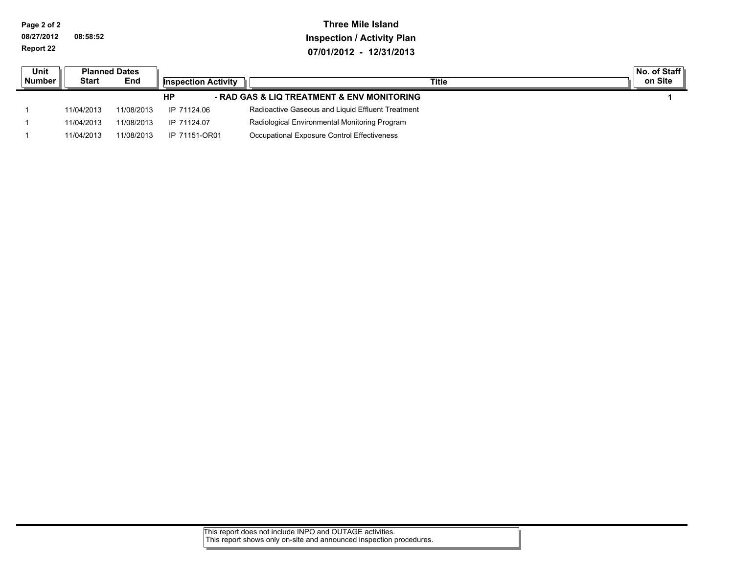# Three Mile Island
## Inspection / Activity Plan
## 07/01/2012 - 12/31/2013

| Unit Number | Planned Dates Start | End | Inspection Activity | Title | No. of Staff on Site |
|---|---|---|---|---|---|
| | | | **HP** | **- RAD GAS & LIQ TREATMENT & ENV MONITORING** | **1** |
| 1 | 11/04/2013 | 11/08/2013 | IP 71124.06 | Radioactive Gaseous and Liquid Effluent Treatment | |
| 1 | 11/04/2013 | 11/08/2013 | IP 71124.07 | Radiological Environmental Monitoring Program | |
| 1 | 11/04/2013 | 11/08/2013 | IP 71151-OR01 | Occupational Exposure Control Effectiveness | |

This report does not include INPO and OUTAGE activities.
This report shows only on-site and announced inspection procedures.